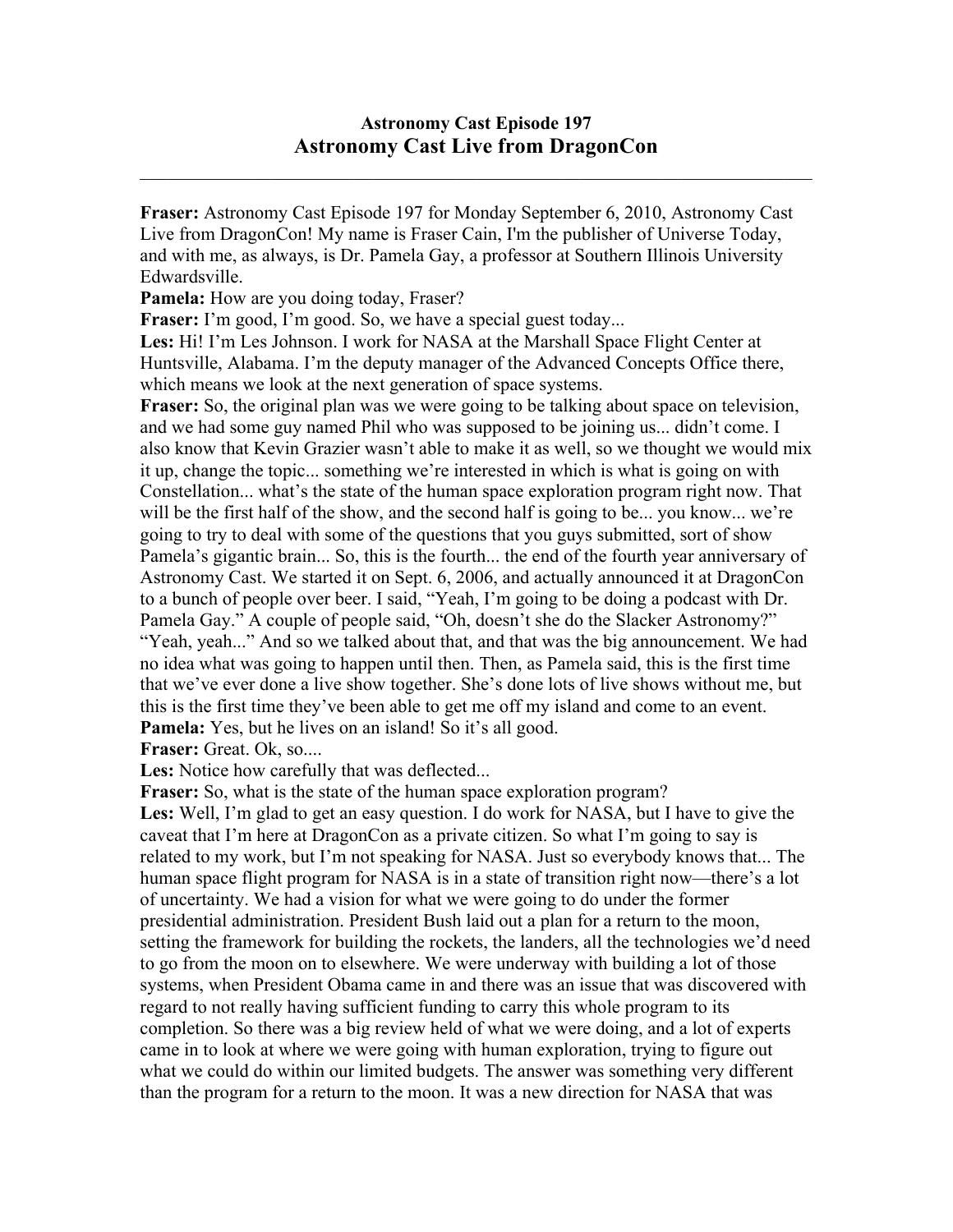## Astronomy Cast Episode 197
## Astronomy Cast Live from DragonCon

---

**Fraser:** Astronomy Cast Episode 197 for Monday September 6, 2010, Astronomy Cast Live from DragonCon! My name is Fraser Cain, I'm the publisher of Universe Today, and with me, as always, is Dr. Pamela Gay, a professor at Southern Illinois University Edwardsville.

**Pamela:** How are you doing today, Fraser?

**Fraser:** I'm good, I'm good. So, we have a special guest today...

**Les:** Hi! I'm Les Johnson. I work for NASA at the Marshall Space Flight Center at Huntsville, Alabama. I'm the deputy manager of the Advanced Concepts Office there, which means we look at the next generation of space systems.

**Fraser:** So, the original plan was we were going to be talking about space on television, and we had some guy named Phil who was supposed to be joining us... didn't come. I also know that Kevin Grazier wasn't able to make it as well, so we thought we would mix it up, change the topic... something we're interested in which is what is going on with Constellation... what's the state of the human space exploration program right now. That will be the first half of the show, and the second half is going to be... you know... we're going to try to deal with some of the questions that you guys submitted, sort of show Pamela's gigantic brain... So, this is the fourth... the end of the fourth year anniversary of Astronomy Cast. We started it on Sept. 6, 2006, and actually announced it at DragonCon to a bunch of people over beer. I said, "Yeah, I'm going to be doing a podcast with Dr. Pamela Gay." A couple of people said, "Oh, doesn't she do the Slacker Astronomy?" "Yeah, yeah..." And so we talked about that, and that was the big announcement. We had no idea what was going to happen until then. Then, as Pamela said, this is the first time that we've ever done a live show together. She's done lots of live shows without me, but this is the first time they've been able to get me off my island and come to an event.

**Pamela:** Yes, but he lives on an island! So it's all good.

**Fraser:** Great. Ok, so....

**Les:** Notice how carefully that was deflected...

**Fraser:** So, what is the state of the human space exploration program?

**Les:** Well, I'm glad to get an easy question. I do work for NASA, but I have to give the caveat that I'm here at DragonCon as a private citizen. So what I'm going to say is related to my work, but I'm not speaking for NASA. Just so everybody knows that... The human space flight program for NASA is in a state of transition right now—there's a lot of uncertainty. We had a vision for what we were going to do under the former presidential administration. President Bush laid out a plan for a return to the moon, setting the framework for building the rockets, the landers, all the technologies we'd need to go from the moon on to elsewhere. We were underway with building a lot of those systems, when President Obama came in and there was an issue that was discovered with regard to not really having sufficient funding to carry this whole program to its completion. So there was a big review held of what we were doing, and a lot of experts came in to look at where we were going with human exploration, trying to figure out what we could do within our limited budgets. The answer was something very different than the program for a return to the moon. It was a new direction for NASA that was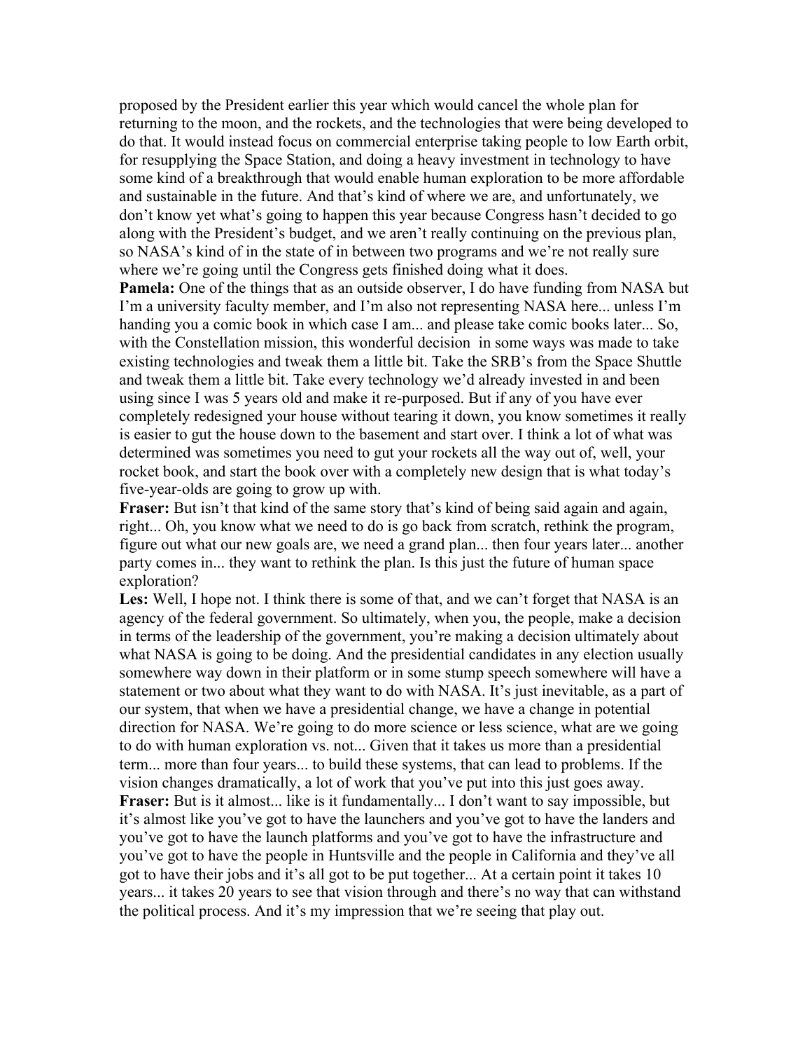proposed by the President earlier this year which would cancel the whole plan for returning to the moon, and the rockets, and the technologies that were being developed to do that. It would instead focus on commercial enterprise taking people to low Earth orbit, for resupplying the Space Station, and doing a heavy investment in technology to have some kind of a breakthrough that would enable human exploration to be more affordable and sustainable in the future. And that's kind of where we are, and unfortunately, we don't know yet what's going to happen this year because Congress hasn't decided to go along with the President's budget, and we aren't really continuing on the previous plan, so NASA's kind of in the state of in between two programs and we're not really sure where we're going until the Congress gets finished doing what it does.

**Pamela:** One of the things that as an outside observer, I do have funding from NASA but I'm a university faculty member, and I'm also not representing NASA here... unless I'm handing you a comic book in which case I am... and please take comic books later... So, with the Constellation mission, this wonderful decision in some ways was made to take existing technologies and tweak them a little bit. Take the SRB's from the Space Shuttle and tweak them a little bit. Take every technology we'd already invested in and been using since I was 5 years old and make it re-purposed. But if any of you have ever completely redesigned your house without tearing it down, you know sometimes it really is easier to gut the house down to the basement and start over. I think a lot of what was determined was sometimes you need to gut your rockets all the way out of, well, your rocket book, and start the book over with a completely new design that is what today's five-year-olds are going to grow up with.

**Fraser:** But isn't that kind of the same story that's kind of being said again and again, right... Oh, you know what we need to do is go back from scratch, rethink the program, figure out what our new goals are, we need a grand plan... then four years later... another party comes in... they want to rethink the plan. Is this just the future of human space exploration?

**Les:** Well, I hope not. I think there is some of that, and we can't forget that NASA is an agency of the federal government. So ultimately, when you, the people, make a decision in terms of the leadership of the government, you're making a decision ultimately about what NASA is going to be doing. And the presidential candidates in any election usually somewhere way down in their platform or in some stump speech somewhere will have a statement or two about what they want to do with NASA. It's just inevitable, as a part of our system, that when we have a presidential change, we have a change in potential direction for NASA. We're going to do more science or less science, what are we going to do with human exploration vs. not... Given that it takes us more than a presidential term... more than four years... to build these systems, that can lead to problems. If the vision changes dramatically, a lot of work that you've put into this just goes away.

**Fraser:** But is it almost... like is it fundamentally... I don't want to say impossible, but it's almost like you've got to have the launchers and you've got to have the landers and you've got to have the launch platforms and you've got to have the infrastructure and you've got to have the people in Huntsville and the people in California and they've all got to have their jobs and it's all got to be put together... At a certain point it takes 10 years... it takes 20 years to see that vision through and there's no way that can withstand the political process. And it's my impression that we're seeing that play out.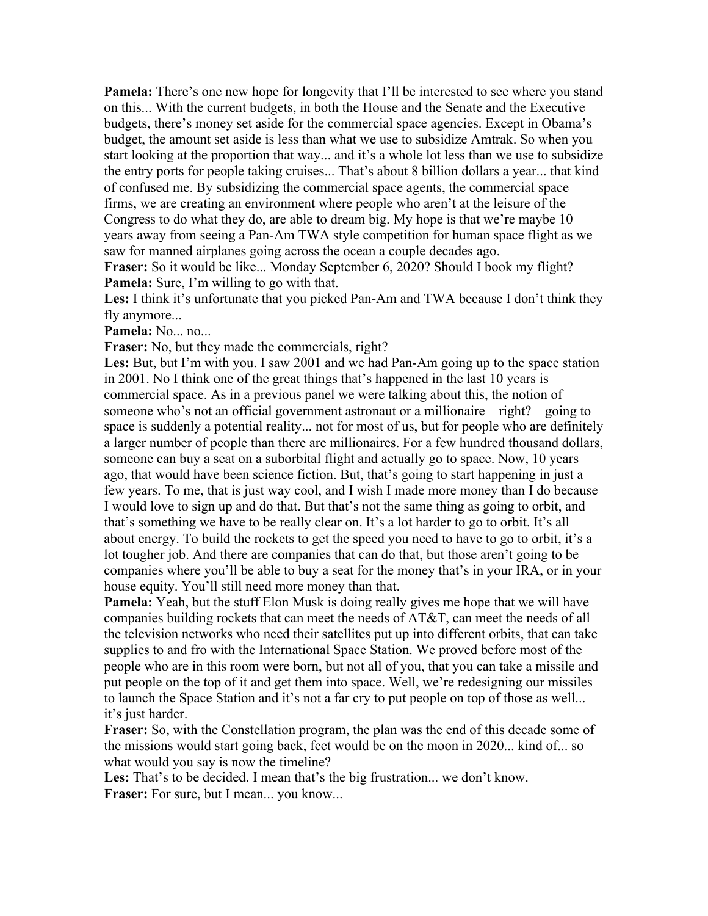**Pamela:** There's one new hope for longevity that I'll be interested to see where you stand on this... With the current budgets, in both the House and the Senate and the Executive budgets, there's money set aside for the commercial space agencies. Except in Obama's budget, the amount set aside is less than what we use to subsidize Amtrak. So when you start looking at the proportion that way... and it's a whole lot less than we use to subsidize the entry ports for people taking cruises... That's about 8 billion dollars a year... that kind of confused me. By subsidizing the commercial space agents, the commercial space firms, we are creating an environment where people who aren't at the leisure of the Congress to do what they do, are able to dream big. My hope is that we're maybe 10 years away from seeing a Pan-Am TWA style competition for human space flight as we saw for manned airplanes going across the ocean a couple decades ago.
**Fraser:** So it would be like... Monday September 6, 2020? Should I book my flight?
**Pamela:** Sure, I'm willing to go with that.
**Les:** I think it's unfortunate that you picked Pan-Am and TWA because I don't think they fly anymore...
**Pamela:** No... no...
**Fraser:** No, but they made the commercials, right?
**Les:** But, but I'm with you. I saw 2001 and we had Pan-Am going up to the space station in 2001. No I think one of the great things that's happened in the last 10 years is commercial space. As in a previous panel we were talking about this, the notion of someone who's not an official government astronaut or a millionaire—right?—going to space is suddenly a potential reality... not for most of us, but for people who are definitely a larger number of people than there are millionaires. For a few hundred thousand dollars, someone can buy a seat on a suborbital flight and actually go to space. Now, 10 years ago, that would have been science fiction. But, that's going to start happening in just a few years. To me, that is just way cool, and I wish I made more money than I do because I would love to sign up and do that. But that's not the same thing as going to orbit, and that's something we have to be really clear on. It's a lot harder to go to orbit. It's all about energy. To build the rockets to get the speed you need to have to go to orbit, it's a lot tougher job. And there are companies that can do that, but those aren't going to be companies where you'll be able to buy a seat for the money that's in your IRA, or in your house equity. You'll still need more money than that.
**Pamela:** Yeah, but the stuff Elon Musk is doing really gives me hope that we will have companies building rockets that can meet the needs of AT&T, can meet the needs of all the television networks who need their satellites put up into different orbits, that can take supplies to and fro with the International Space Station. We proved before most of the people who are in this room were born, but not all of you, that you can take a missile and put people on the top of it and get them into space. Well, we're redesigning our missiles to launch the Space Station and it's not a far cry to put people on top of those as well... it's just harder.
**Fraser:** So, with the Constellation program, the plan was the end of this decade some of the missions would start going back, feet would be on the moon in 2020... kind of... so what would you say is now the timeline?
**Les:** That's to be decided. I mean that's the big frustration... we don't know.
**Fraser:** For sure, but I mean... you know...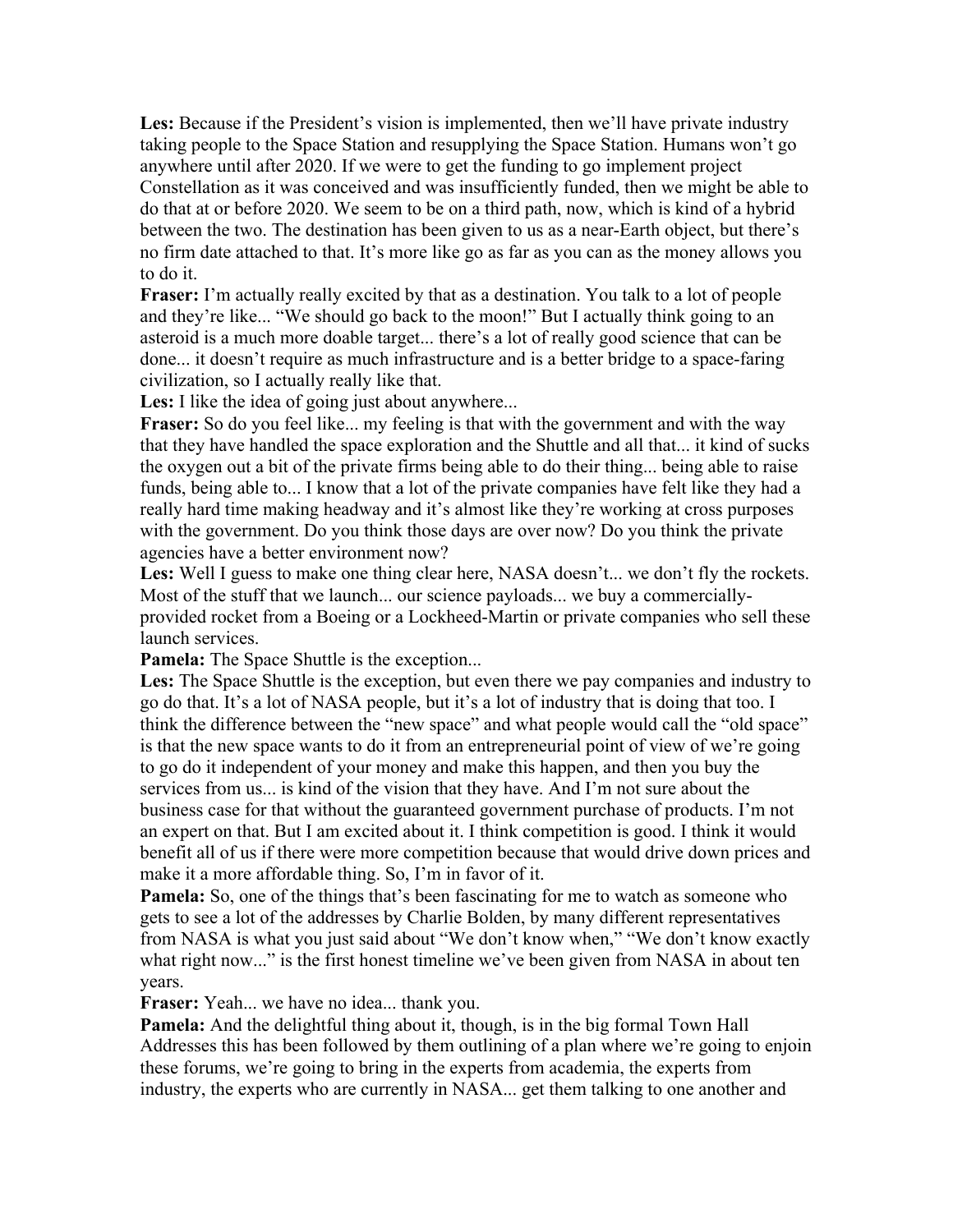**Les:** Because if the President's vision is implemented, then we'll have private industry taking people to the Space Station and resupplying the Space Station. Humans won't go anywhere until after 2020. If we were to get the funding to go implement project Constellation as it was conceived and was insufficiently funded, then we might be able to do that at or before 2020. We seem to be on a third path, now, which is kind of a hybrid between the two. The destination has been given to us as a near-Earth object, but there's no firm date attached to that. It's more like go as far as you can as the money allows you to do it.

**Fraser:** I'm actually really excited by that as a destination. You talk to a lot of people and they're like... "We should go back to the moon!" But I actually think going to an asteroid is a much more doable target... there's a lot of really good science that can be done... it doesn't require as much infrastructure and is a better bridge to a space-faring civilization, so I actually really like that.

**Les:** I like the idea of going just about anywhere...

**Fraser:** So do you feel like... my feeling is that with the government and with the way that they have handled the space exploration and the Shuttle and all that... it kind of sucks the oxygen out a bit of the private firms being able to do their thing... being able to raise funds, being able to... I know that a lot of the private companies have felt like they had a really hard time making headway and it's almost like they're working at cross purposes with the government. Do you think those days are over now? Do you think the private agencies have a better environment now?

**Les:** Well I guess to make one thing clear here, NASA doesn't... we don't fly the rockets. Most of the stuff that we launch... our science payloads... we buy a commercially-provided rocket from a Boeing or a Lockheed-Martin or private companies who sell these launch services.

**Pamela:** The Space Shuttle is the exception...

**Les:** The Space Shuttle is the exception, but even there we pay companies and industry to go do that. It's a lot of NASA people, but it's a lot of industry that is doing that too. I think the difference between the "new space" and what people would call the "old space" is that the new space wants to do it from an entrepreneurial point of view of we're going to go do it independent of your money and make this happen, and then you buy the services from us... is kind of the vision that they have. And I'm not sure about the business case for that without the guaranteed government purchase of products. I'm not an expert on that. But I am excited about it. I think competition is good. I think it would benefit all of us if there were more competition because that would drive down prices and make it a more affordable thing. So, I'm in favor of it.

**Pamela:** So, one of the things that's been fascinating for me to watch as someone who gets to see a lot of the addresses by Charlie Bolden, by many different representatives from NASA is what you just said about "We don't know when," "We don't know exactly what right now..." is the first honest timeline we've been given from NASA in about ten years.

**Fraser:** Yeah... we have no idea... thank you.

**Pamela:** And the delightful thing about it, though, is in the big formal Town Hall Addresses this has been followed by them outlining of a plan where we're going to enjoin these forums, we're going to bring in the experts from academia, the experts from industry, the experts who are currently in NASA... get them talking to one another and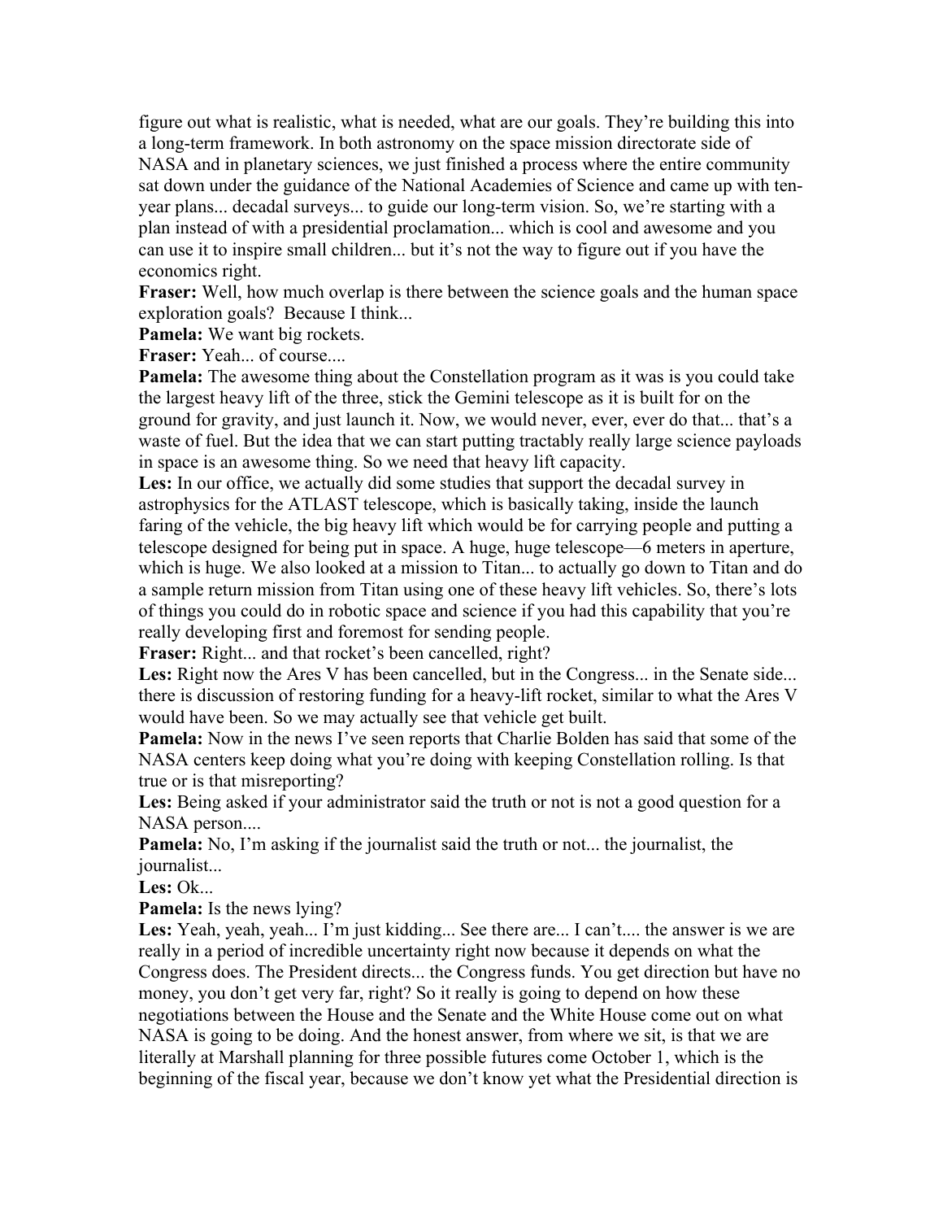figure out what is realistic, what is needed, what are our goals. They're building this into a long-term framework. In both astronomy on the space mission directorate side of NASA and in planetary sciences, we just finished a process where the entire community sat down under the guidance of the National Academies of Science and came up with ten-year plans... decadal surveys... to guide our long-term vision. So, we're starting with a plan instead of with a presidential proclamation... which is cool and awesome and you can use it to inspire small children... but it's not the way to figure out if you have the economics right.

**Fraser:** Well, how much overlap is there between the science goals and the human space exploration goals? Because I think...

**Pamela:** We want big rockets.

**Fraser:** Yeah... of course....

**Pamela:** The awesome thing about the Constellation program as it was is you could take the largest heavy lift of the three, stick the Gemini telescope as it is built for on the ground for gravity, and just launch it. Now, we would never, ever, ever do that... that's a waste of fuel. But the idea that we can start putting tractably really large science payloads in space is an awesome thing. So we need that heavy lift capacity.

**Les:** In our office, we actually did some studies that support the decadal survey in astrophysics for the ATLAST telescope, which is basically taking, inside the launch faring of the vehicle, the big heavy lift which would be for carrying people and putting a telescope designed for being put in space. A huge, huge telescope—6 meters in aperture, which is huge. We also looked at a mission to Titan... to actually go down to Titan and do a sample return mission from Titan using one of these heavy lift vehicles. So, there's lots of things you could do in robotic space and science if you had this capability that you're really developing first and foremost for sending people.

**Fraser:** Right... and that rocket's been cancelled, right?

**Les:** Right now the Ares V has been cancelled, but in the Congress... in the Senate side... there is discussion of restoring funding for a heavy-lift rocket, similar to what the Ares V would have been. So we may actually see that vehicle get built.

**Pamela:** Now in the news I've seen reports that Charlie Bolden has said that some of the NASA centers keep doing what you're doing with keeping Constellation rolling. Is that true or is that misreporting?

**Les:** Being asked if your administrator said the truth or not is not a good question for a NASA person....

**Pamela:** No, I'm asking if the journalist said the truth or not... the journalist, the journalist...

**Les:** Ok...

**Pamela:** Is the news lying?

**Les:** Yeah, yeah, yeah... I'm just kidding... See there are... I can't.... the answer is we are really in a period of incredible uncertainty right now because it depends on what the Congress does. The President directs... the Congress funds. You get direction but have no money, you don't get very far, right? So it really is going to depend on how these negotiations between the House and the Senate and the White House come out on what NASA is going to be doing. And the honest answer, from where we sit, is that we are literally at Marshall planning for three possible futures come October 1, which is the beginning of the fiscal year, because we don't know yet what the Presidential direction is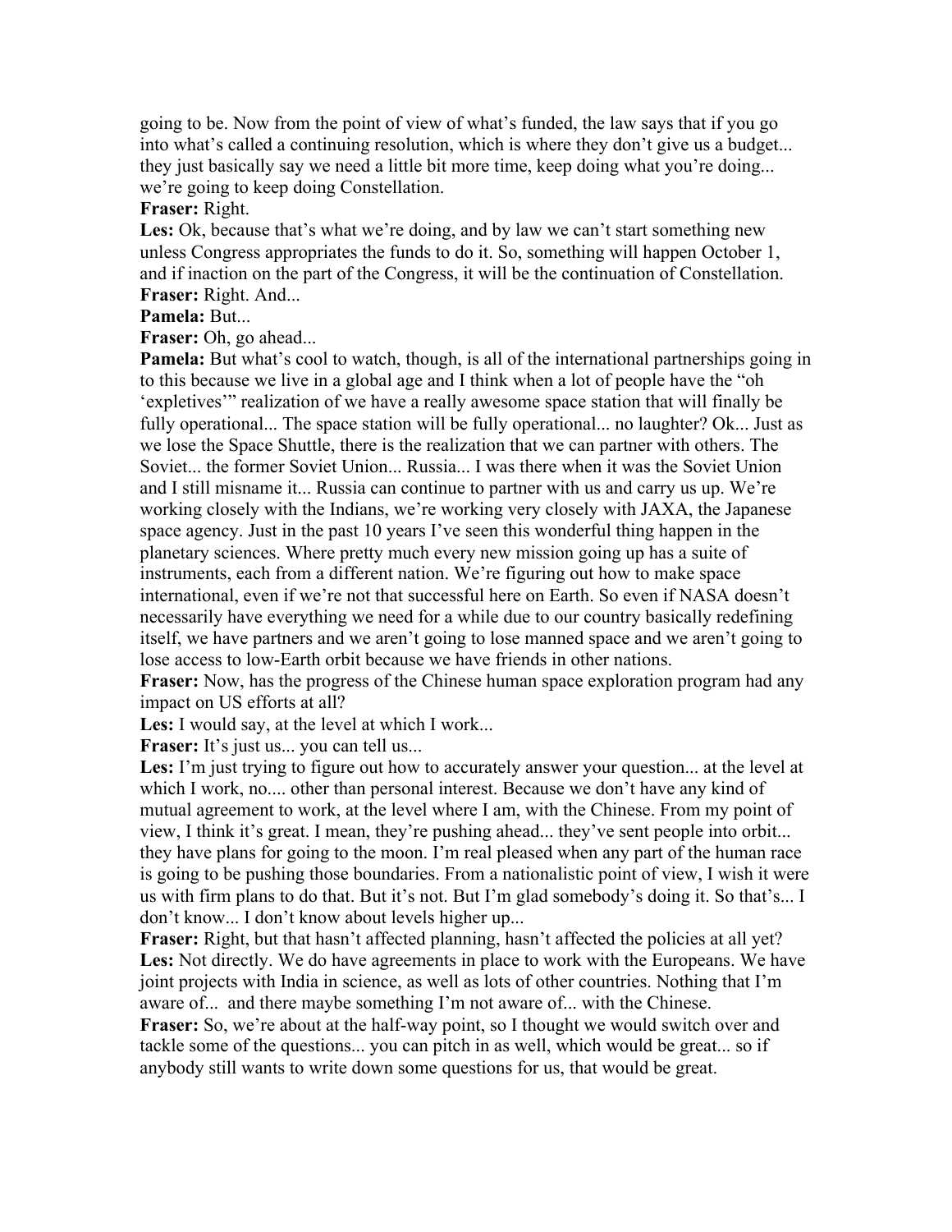going to be. Now from the point of view of what's funded, the law says that if you go into what's called a continuing resolution, which is where they don't give us a budget... they just basically say we need a little bit more time, keep doing what you're doing... we're going to keep doing Constellation.

**Fraser:** Right.

**Les:** Ok, because that's what we're doing, and by law we can't start something new unless Congress appropriates the funds to do it. So, something will happen October 1, and if inaction on the part of the Congress, it will be the continuation of Constellation.

**Fraser:** Right. And...

**Pamela:** But...

**Fraser:** Oh, go ahead...

**Pamela:** But what's cool to watch, though, is all of the international partnerships going in to this because we live in a global age and I think when a lot of people have the "oh 'expletives'" realization of we have a really awesome space station that will finally be fully operational... The space station will be fully operational... no laughter? Ok... Just as we lose the Space Shuttle, there is the realization that we can partner with others. The Soviet... the former Soviet Union... Russia... I was there when it was the Soviet Union and I still misname it... Russia can continue to partner with us and carry us up. We're working closely with the Indians, we're working very closely with JAXA, the Japanese space agency. Just in the past 10 years I've seen this wonderful thing happen in the planetary sciences. Where pretty much every new mission going up has a suite of instruments, each from a different nation. We're figuring out how to make space international, even if we're not that successful here on Earth. So even if NASA doesn't necessarily have everything we need for a while due to our country basically redefining itself, we have partners and we aren't going to lose manned space and we aren't going to lose access to low-Earth orbit because we have friends in other nations.

**Fraser:** Now, has the progress of the Chinese human space exploration program had any impact on US efforts at all?

**Les:** I would say, at the level at which I work...

**Fraser:** It's just us... you can tell us...

**Les:** I'm just trying to figure out how to accurately answer your question... at the level at which I work, no.... other than personal interest. Because we don't have any kind of mutual agreement to work, at the level where I am, with the Chinese. From my point of view, I think it's great. I mean, they're pushing ahead... they've sent people into orbit... they have plans for going to the moon. I'm real pleased when any part of the human race is going to be pushing those boundaries. From a nationalistic point of view, I wish it were us with firm plans to do that. But it's not. But I'm glad somebody's doing it. So that's... I don't know... I don't know about levels higher up...

**Fraser:** Right, but that hasn't affected planning, hasn't affected the policies at all yet?

**Les:** Not directly. We do have agreements in place to work with the Europeans. We have joint projects with India in science, as well as lots of other countries. Nothing that I'm aware of... and there maybe something I'm not aware of... with the Chinese.

**Fraser:** So, we're about at the half-way point, so I thought we would switch over and tackle some of the questions... you can pitch in as well, which would be great... so if anybody still wants to write down some questions for us, that would be great.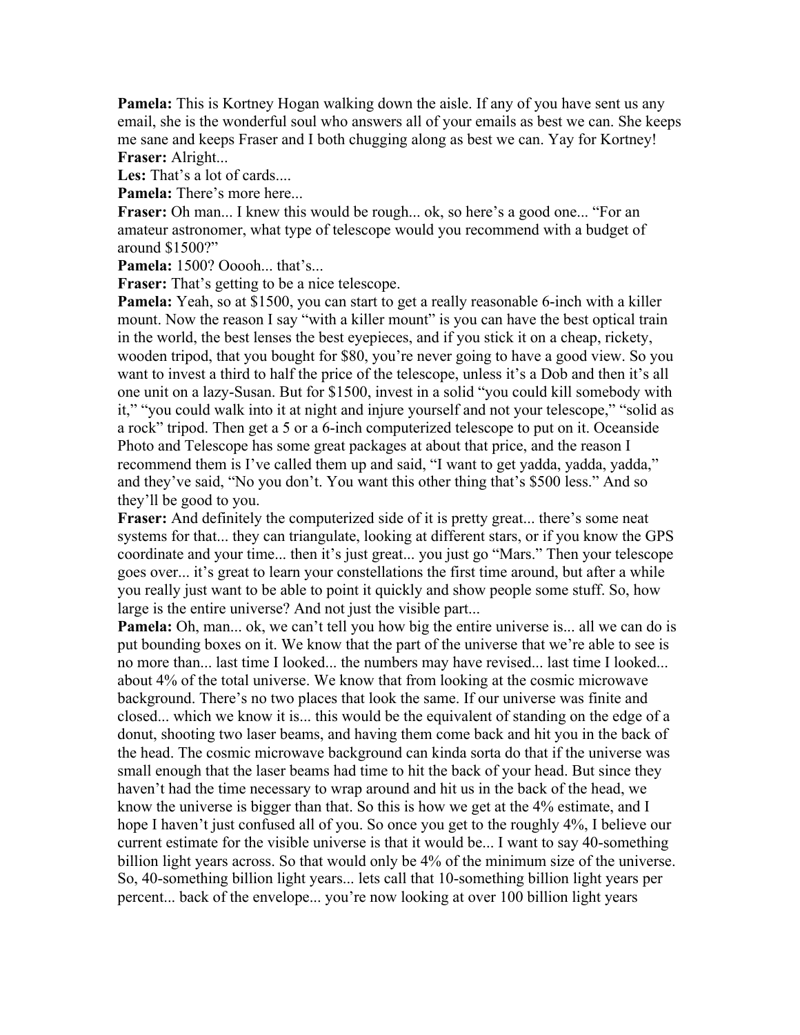**Pamela:** This is Kortney Hogan walking down the aisle. If any of you have sent us any email, she is the wonderful soul who answers all of your emails as best we can. She keeps me sane and keeps Fraser and I both chugging along as best we can. Yay for Kortney!

**Fraser:** Alright...

**Les:** That's a lot of cards....

**Pamela:** There's more here...

**Fraser:** Oh man... I knew this would be rough... ok, so here's a good one... "For an amateur astronomer, what type of telescope would you recommend with a budget of around $1500?"

**Pamela:** 1500? Ooooh... that's...

**Fraser:** That's getting to be a nice telescope.

**Pamela:** Yeah, so at $1500, you can start to get a really reasonable 6-inch with a killer mount. Now the reason I say "with a killer mount" is you can have the best optical train in the world, the best lenses the best eyepieces, and if you stick it on a cheap, rickety, wooden tripod, that you bought for $80, you're never going to have a good view. So you want to invest a third to half the price of the telescope, unless it's a Dob and then it's all one unit on a lazy-Susan. But for $1500, invest in a solid "you could kill somebody with it," "you could walk into it at night and injure yourself and not your telescope," "solid as a rock" tripod. Then get a 5 or a 6-inch computerized telescope to put on it. Oceanside Photo and Telescope has some great packages at about that price, and the reason I recommend them is I've called them up and said, "I want to get yadda, yadda, yadda," and they've said, "No you don't. You want this other thing that's $500 less." And so they'll be good to you.

**Fraser:** And definitely the computerized side of it is pretty great... there's some neat systems for that... they can triangulate, looking at different stars, or if you know the GPS coordinate and your time... then it's just great... you just go "Mars." Then your telescope goes over... it's great to learn your constellations the first time around, but after a while you really just want to be able to point it quickly and show people some stuff. So, how large is the entire universe? And not just the visible part...

**Pamela:** Oh, man... ok, we can't tell you how big the entire universe is... all we can do is put bounding boxes on it. We know that the part of the universe that we're able to see is no more than... last time I looked... the numbers may have revised... last time I looked... about 4% of the total universe. We know that from looking at the cosmic microwave background. There's no two places that look the same. If our universe was finite and closed... which we know it is... this would be the equivalent of standing on the edge of a donut, shooting two laser beams, and having them come back and hit you in the back of the head. The cosmic microwave background can kinda sorta do that if the universe was small enough that the laser beams had time to hit the back of your head. But since they haven't had the time necessary to wrap around and hit us in the back of the head, we know the universe is bigger than that. So this is how we get at the 4% estimate, and I hope I haven't just confused all of you. So once you get to the roughly 4%, I believe our current estimate for the visible universe is that it would be... I want to say 40-something billion light years across. So that would only be 4% of the minimum size of the universe. So, 40-something billion light years... lets call that 10-something billion light years per percent... back of the envelope... you're now looking at over 100 billion light years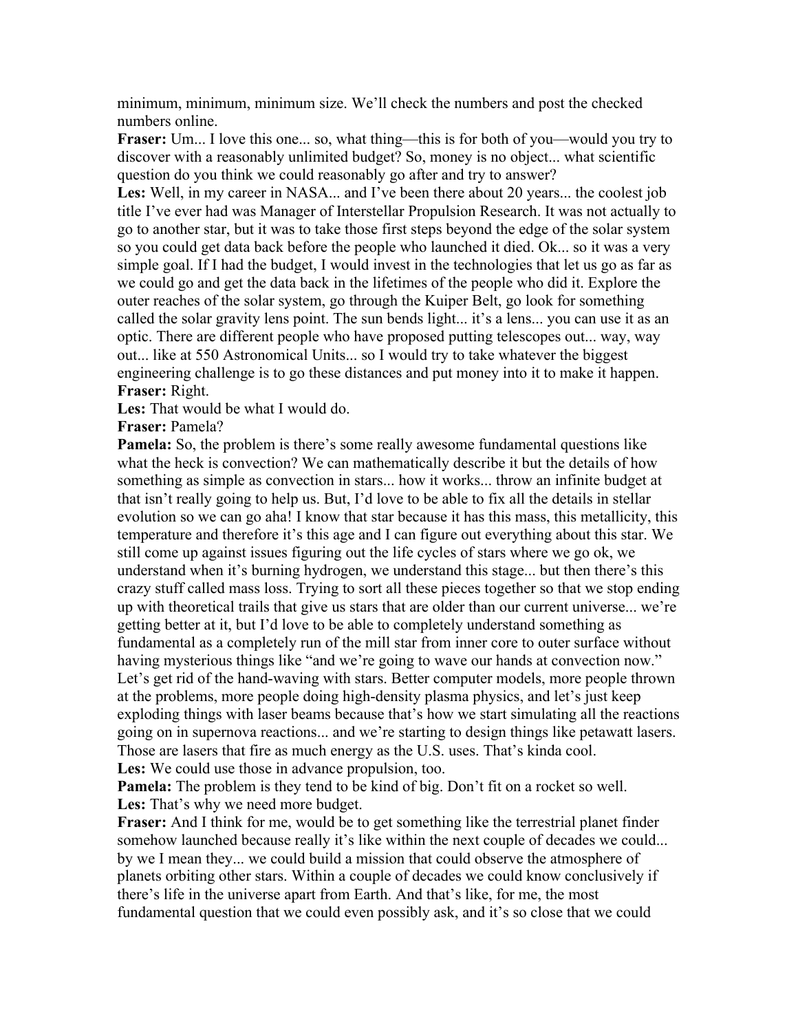minimum, minimum, minimum size. We'll check the numbers and post the checked numbers online.

**Fraser:** Um... I love this one... so, what thing—this is for both of you—would you try to discover with a reasonably unlimited budget? So, money is no object... what scientific question do you think we could reasonably go after and try to answer?

**Les:** Well, in my career in NASA... and I've been there about 20 years... the coolest job title I've ever had was Manager of Interstellar Propulsion Research. It was not actually to go to another star, but it was to take those first steps beyond the edge of the solar system so you could get data back before the people who launched it died. Ok... so it was a very simple goal. If I had the budget, I would invest in the technologies that let us go as far as we could go and get the data back in the lifetimes of the people who did it. Explore the outer reaches of the solar system, go through the Kuiper Belt, go look for something called the solar gravity lens point. The sun bends light... it's a lens... you can use it as an optic. There are different people who have proposed putting telescopes out... way, way out... like at 550 Astronomical Units... so I would try to take whatever the biggest engineering challenge is to go these distances and put money into it to make it happen.

**Fraser:** Right.

**Les:** That would be what I would do.

**Fraser:** Pamela?

**Pamela:** So, the problem is there's some really awesome fundamental questions like what the heck is convection? We can mathematically describe it but the details of how something as simple as convection in stars... how it works... throw an infinite budget at that isn't really going to help us. But, I'd love to be able to fix all the details in stellar evolution so we can go aha! I know that star because it has this mass, this metallicity, this temperature and therefore it's this age and I can figure out everything about this star. We still come up against issues figuring out the life cycles of stars where we go ok, we understand when it's burning hydrogen, we understand this stage... but then there's this crazy stuff called mass loss. Trying to sort all these pieces together so that we stop ending up with theoretical trails that give us stars that are older than our current universe... we're getting better at it, but I'd love to be able to completely understand something as fundamental as a completely run of the mill star from inner core to outer surface without having mysterious things like "and we're going to wave our hands at convection now." Let's get rid of the hand-waving with stars. Better computer models, more people thrown at the problems, more people doing high-density plasma physics, and let's just keep exploding things with laser beams because that's how we start simulating all the reactions going on in supernova reactions... and we're starting to design things like petawatt lasers. Those are lasers that fire as much energy as the U.S. uses. That's kinda cool.

**Les:** We could use those in advance propulsion, too.

**Pamela:** The problem is they tend to be kind of big. Don't fit on a rocket so well.

**Les:** That's why we need more budget.

**Fraser:** And I think for me, would be to get something like the terrestrial planet finder somehow launched because really it's like within the next couple of decades we could... by we I mean they... we could build a mission that could observe the atmosphere of planets orbiting other stars. Within a couple of decades we could know conclusively if there's life in the universe apart from Earth. And that's like, for me, the most fundamental question that we could even possibly ask, and it's so close that we could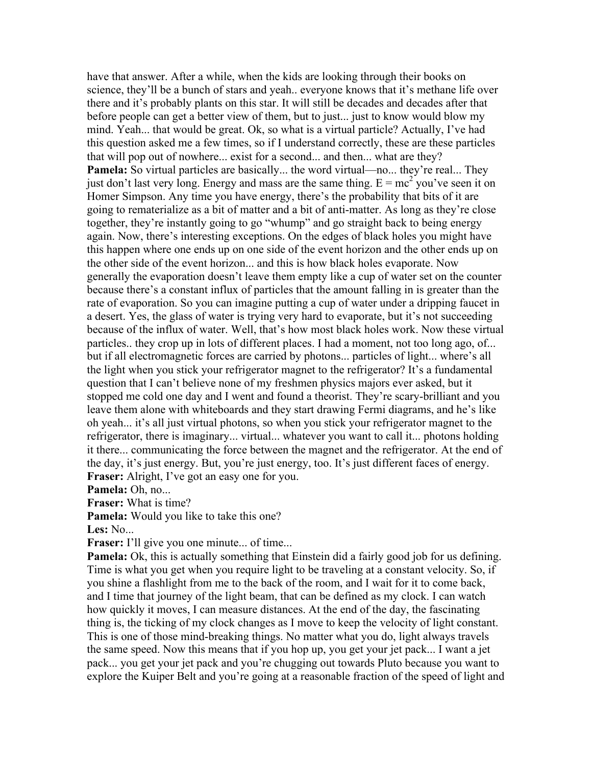have that answer. After a while, when the kids are looking through their books on science, they'll be a bunch of stars and yeah.. everyone knows that it's methane life over there and it's probably plants on this star. It will still be decades and decades after that before people can get a better view of them, but to just... just to know would blow my mind. Yeah... that would be great. Ok, so what is a virtual particle? Actually, I've had this question asked me a few times, so if I understand correctly, these are these particles that will pop out of nowhere... exist for a second... and then... what are they?

**Pamela:** So virtual particles are basically... the word virtual—no... they're real... They just don't last very long. Energy and mass are the same thing. $E = mc^2$ you've seen it on Homer Simpson. Any time you have energy, there's the probability that bits of it are going to rematerialize as a bit of matter and a bit of anti-matter. As long as they're close together, they're instantly going to go "whump" and go straight back to being energy again. Now, there's interesting exceptions. On the edges of black holes you might have this happen where one ends up on one side of the event horizon and the other ends up on the other side of the event horizon... and this is how black holes evaporate. Now generally the evaporation doesn't leave them empty like a cup of water set on the counter because there's a constant influx of particles that the amount falling in is greater than the rate of evaporation. So you can imagine putting a cup of water under a dripping faucet in a desert. Yes, the glass of water is trying very hard to evaporate, but it's not succeeding because of the influx of water. Well, that's how most black holes work. Now these virtual particles.. they crop up in lots of different places. I had a moment, not too long ago, of... but if all electromagnetic forces are carried by photons... particles of light... where's all the light when you stick your refrigerator magnet to the refrigerator? It's a fundamental question that I can't believe none of my freshmen physics majors ever asked, but it stopped me cold one day and I went and found a theorist. They're scary-brilliant and you leave them alone with whiteboards and they start drawing Fermi diagrams, and he's like oh yeah... it's all just virtual photons, so when you stick your refrigerator magnet to the refrigerator, there is imaginary... virtual... whatever you want to call it... photons holding it there... communicating the force between the magnet and the refrigerator. At the end of the day, it's just energy. But, you're just energy, too. It's just different faces of energy.

**Fraser:** Alright, I've got an easy one for you.

**Pamela:** Oh, no...

**Fraser:** What is time?

**Pamela:** Would you like to take this one?

**Les:** No...

**Fraser:** I'll give you one minute... of time...

**Pamela:** Ok, this is actually something that Einstein did a fairly good job for us defining. Time is what you get when you require light to be traveling at a constant velocity. So, if you shine a flashlight from me to the back of the room, and I wait for it to come back, and I time that journey of the light beam, that can be defined as my clock. I can watch how quickly it moves, I can measure distances. At the end of the day, the fascinating thing is, the ticking of my clock changes as I move to keep the velocity of light constant. This is one of those mind-breaking things. No matter what you do, light always travels the same speed. Now this means that if you hop up, you get your jet pack... I want a jet pack... you get your jet pack and you're chugging out towards Pluto because you want to explore the Kuiper Belt and you're going at a reasonable fraction of the speed of light and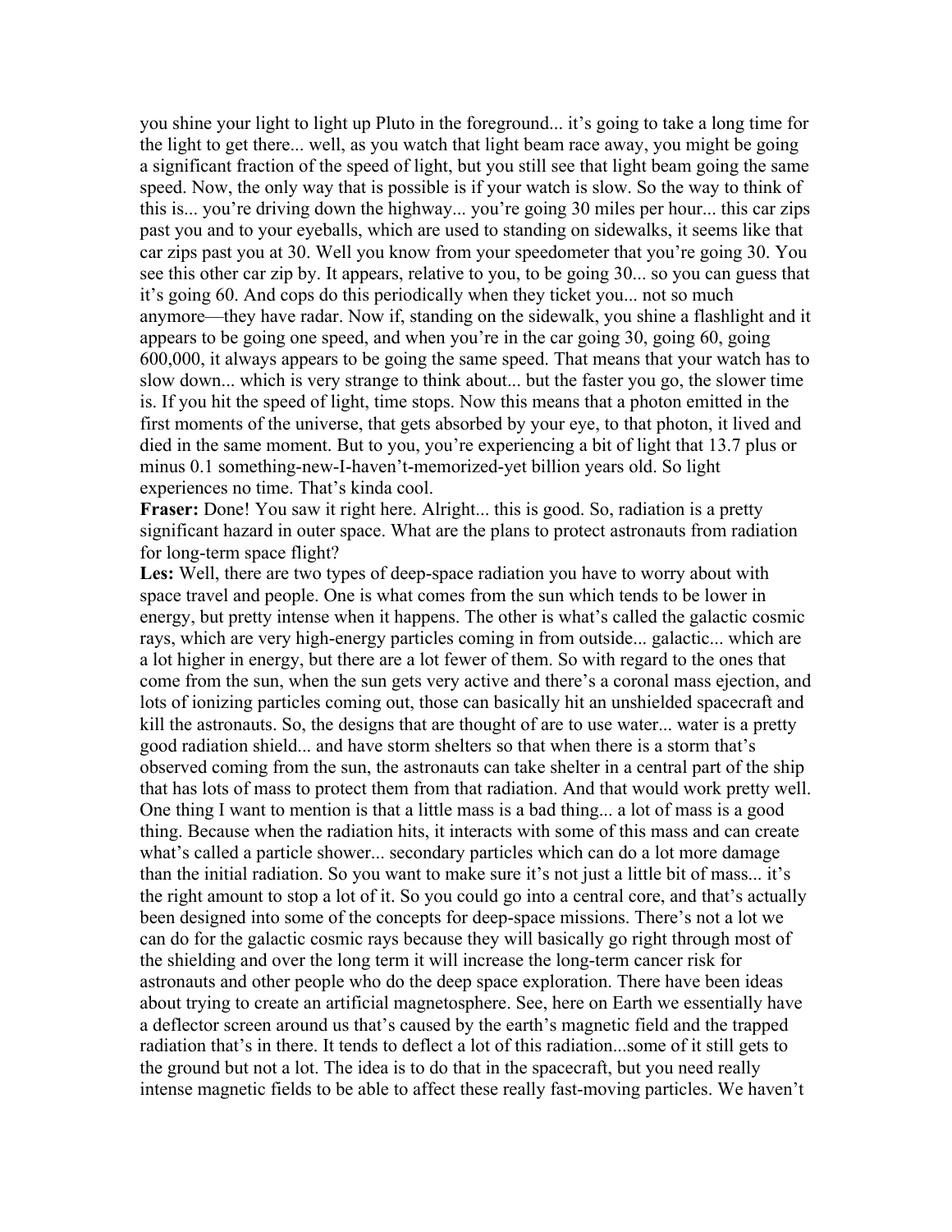you shine your light to light up Pluto in the foreground... it's going to take a long time for the light to get there... well, as you watch that light beam race away, you might be going a significant fraction of the speed of light, but you still see that light beam going the same speed. Now, the only way that is possible is if your watch is slow. So the way to think of this is... you're driving down the highway... you're going 30 miles per hour... this car zips past you and to your eyeballs, which are used to standing on sidewalks, it seems like that car zips past you at 30. Well you know from your speedometer that you're going 30. You see this other car zip by. It appears, relative to you, to be going 30... so you can guess that it's going 60. And cops do this periodically when they ticket you... not so much anymore—they have radar. Now if, standing on the sidewalk, you shine a flashlight and it appears to be going one speed, and when you're in the car going 30, going 60, going 600,000, it always appears to be going the same speed. That means that your watch has to slow down... which is very strange to think about... but the faster you go, the slower time is. If you hit the speed of light, time stops. Now this means that a photon emitted in the first moments of the universe, that gets absorbed by your eye, to that photon, it lived and died in the same moment. But to you, you're experiencing a bit of light that 13.7 plus or minus 0.1 something-new-I-haven't-memorized-yet billion years old. So light experiences no time. That's kinda cool.

**Fraser:** Done! You saw it right here. Alright... this is good. So, radiation is a pretty significant hazard in outer space. What are the plans to protect astronauts from radiation for long-term space flight?

**Les:** Well, there are two types of deep-space radiation you have to worry about with space travel and people. One is what comes from the sun which tends to be lower in energy, but pretty intense when it happens. The other is what's called the galactic cosmic rays, which are very high-energy particles coming in from outside... galactic... which are a lot higher in energy, but there are a lot fewer of them. So with regard to the ones that come from the sun, when the sun gets very active and there's a coronal mass ejection, and lots of ionizing particles coming out, those can basically hit an unshielded spacecraft and kill the astronauts. So, the designs that are thought of are to use water... water is a pretty good radiation shield... and have storm shelters so that when there is a storm that's observed coming from the sun, the astronauts can take shelter in a central part of the ship that has lots of mass to protect them from that radiation. And that would work pretty well. One thing I want to mention is that a little mass is a bad thing... a lot of mass is a good thing. Because when the radiation hits, it interacts with some of this mass and can create what's called a particle shower... secondary particles which can do a lot more damage than the initial radiation. So you want to make sure it's not just a little bit of mass... it's the right amount to stop a lot of it. So you could go into a central core, and that's actually been designed into some of the concepts for deep-space missions. There's not a lot we can do for the galactic cosmic rays because they will basically go right through most of the shielding and over the long term it will increase the long-term cancer risk for astronauts and other people who do the deep space exploration. There have been ideas about trying to create an artificial magnetosphere. See, here on Earth we essentially have a deflector screen around us that's caused by the earth's magnetic field and the trapped radiation that's in there. It tends to deflect a lot of this radiation...some of it still gets to the ground but not a lot. The idea is to do that in the spacecraft, but you need really intense magnetic fields to be able to affect these really fast-moving particles. We haven't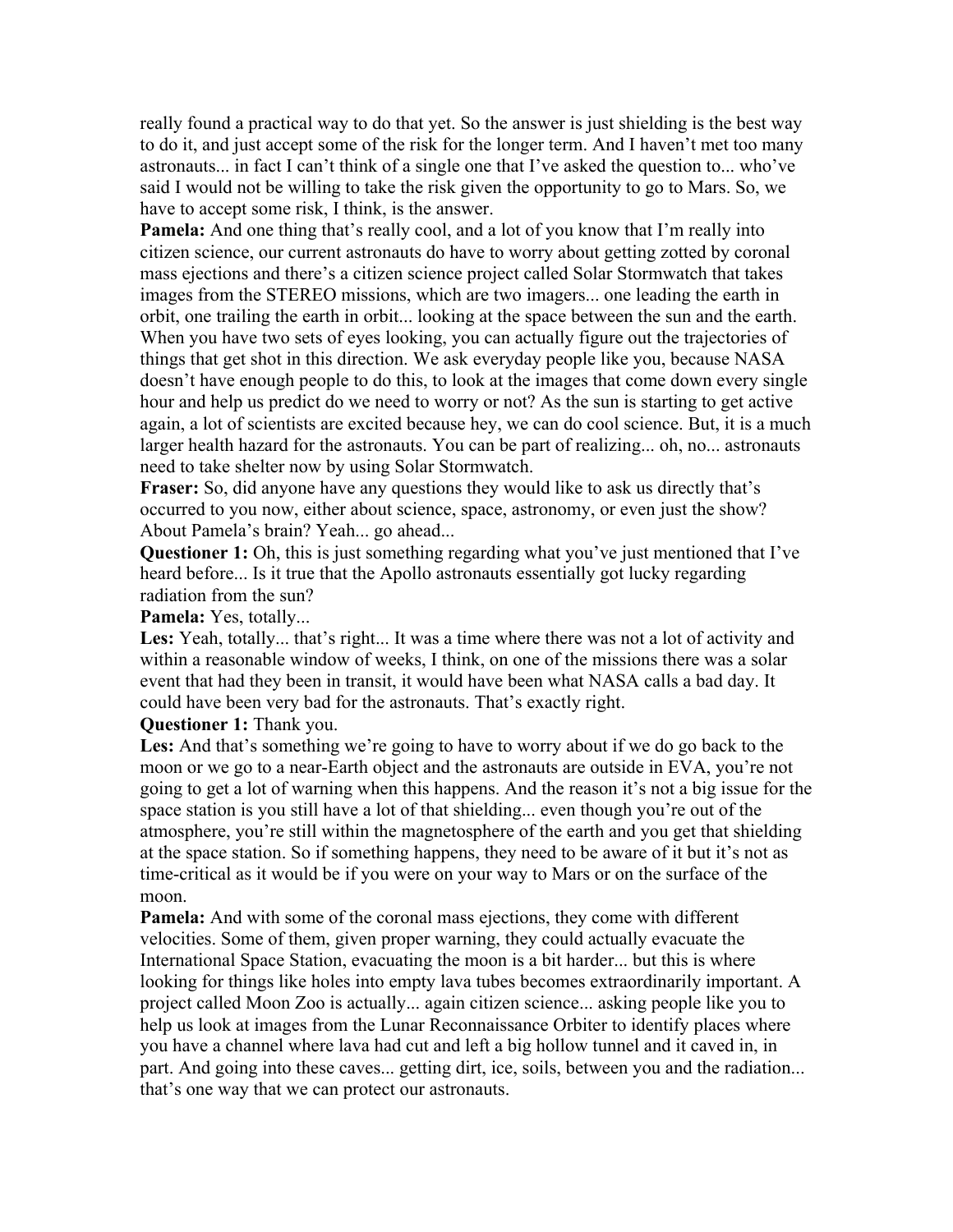really found a practical way to do that yet. So the answer is just shielding is the best way to do it, and just accept some of the risk for the longer term. And I haven't met too many astronauts... in fact I can't think of a single one that I've asked the question to... who've said I would not be willing to take the risk given the opportunity to go to Mars. So, we have to accept some risk, I think, is the answer.

**Pamela:** And one thing that's really cool, and a lot of you know that I'm really into citizen science, our current astronauts do have to worry about getting zotted by coronal mass ejections and there's a citizen science project called Solar Stormwatch that takes images from the STEREO missions, which are two imagers... one leading the earth in orbit, one trailing the earth in orbit... looking at the space between the sun and the earth. When you have two sets of eyes looking, you can actually figure out the trajectories of things that get shot in this direction. We ask everyday people like you, because NASA doesn't have enough people to do this, to look at the images that come down every single hour and help us predict do we need to worry or not? As the sun is starting to get active again, a lot of scientists are excited because hey, we can do cool science. But, it is a much larger health hazard for the astronauts. You can be part of realizing... oh, no... astronauts need to take shelter now by using Solar Stormwatch.

**Fraser:** So, did anyone have any questions they would like to ask us directly that's occurred to you now, either about science, space, astronomy, or even just the show? About Pamela's brain? Yeah... go ahead...

**Questioner 1:** Oh, this is just something regarding what you've just mentioned that I've heard before... Is it true that the Apollo astronauts essentially got lucky regarding radiation from the sun?

**Pamela:** Yes, totally...

**Les:** Yeah, totally... that's right... It was a time where there was not a lot of activity and within a reasonable window of weeks, I think, on one of the missions there was a solar event that had they been in transit, it would have been what NASA calls a bad day. It could have been very bad for the astronauts. That's exactly right.

**Questioner 1:** Thank you.

**Les:** And that's something we're going to have to worry about if we do go back to the moon or we go to a near-Earth object and the astronauts are outside in EVA, you're not going to get a lot of warning when this happens. And the reason it's not a big issue for the space station is you still have a lot of that shielding... even though you're out of the atmosphere, you're still within the magnetosphere of the earth and you get that shielding at the space station. So if something happens, they need to be aware of it but it's not as time-critical as it would be if you were on your way to Mars or on the surface of the moon.

**Pamela:** And with some of the coronal mass ejections, they come with different velocities. Some of them, given proper warning, they could actually evacuate the International Space Station, evacuating the moon is a bit harder... but this is where looking for things like holes into empty lava tubes becomes extraordinarily important. A project called Moon Zoo is actually... again citizen science... asking people like you to help us look at images from the Lunar Reconnaissance Orbiter to identify places where you have a channel where lava had cut and left a big hollow tunnel and it caved in, in part. And going into these caves... getting dirt, ice, soils, between you and the radiation... that's one way that we can protect our astronauts.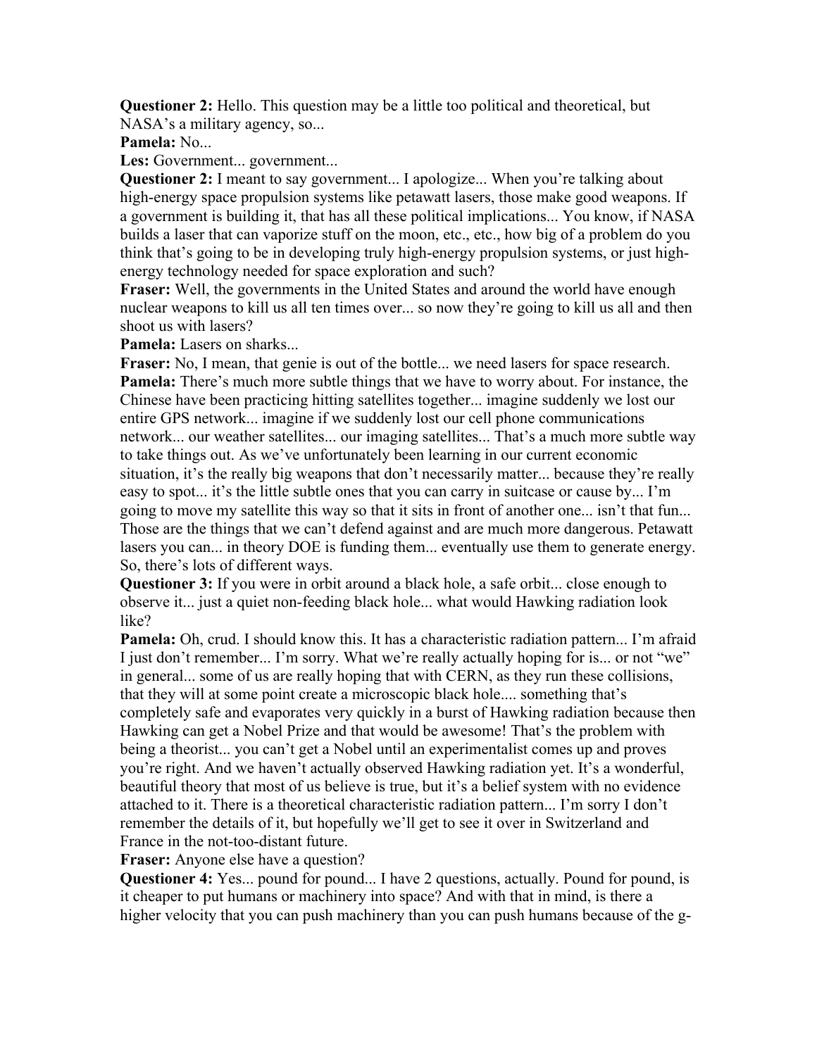**Questioner 2:** Hello. This question may be a little too political and theoretical, but NASA's a military agency, so...

**Pamela:** No...

**Les:** Government... government...

**Questioner 2:** I meant to say government... I apologize... When you're talking about high-energy space propulsion systems like petawatt lasers, those make good weapons. If a government is building it, that has all these political implications... You know, if NASA builds a laser that can vaporize stuff on the moon, etc., etc., how big of a problem do you think that's going to be in developing truly high-energy propulsion systems, or just high-energy technology needed for space exploration and such?

**Fraser:** Well, the governments in the United States and around the world have enough nuclear weapons to kill us all ten times over... so now they're going to kill us all and then shoot us with lasers?

**Pamela:** Lasers on sharks...

**Fraser:** No, I mean, that genie is out of the bottle... we need lasers for space research.

**Pamela:** There's much more subtle things that we have to worry about. For instance, the Chinese have been practicing hitting satellites together... imagine suddenly we lost our entire GPS network... imagine if we suddenly lost our cell phone communications network... our weather satellites... our imaging satellites... That's a much more subtle way to take things out. As we've unfortunately been learning in our current economic situation, it's the really big weapons that don't necessarily matter... because they're really easy to spot... it's the little subtle ones that you can carry in suitcase or cause by... I'm going to move my satellite this way so that it sits in front of another one... isn't that fun... Those are the things that we can't defend against and are much more dangerous. Petawatt lasers you can... in theory DOE is funding them... eventually use them to generate energy. So, there's lots of different ways.

**Questioner 3:** If you were in orbit around a black hole, a safe orbit... close enough to observe it... just a quiet non-feeding black hole... what would Hawking radiation look like?

**Pamela:** Oh, crud. I should know this. It has a characteristic radiation pattern... I'm afraid I just don't remember... I'm sorry. What we're really actually hoping for is... or not "we" in general... some of us are really hoping that with CERN, as they run these collisions, that they will at some point create a microscopic black hole.... something that's completely safe and evaporates very quickly in a burst of Hawking radiation because then Hawking can get a Nobel Prize and that would be awesome! That's the problem with being a theorist... you can't get a Nobel until an experimentalist comes up and proves you're right. And we haven't actually observed Hawking radiation yet. It's a wonderful, beautiful theory that most of us believe is true, but it's a belief system with no evidence attached to it. There is a theoretical characteristic radiation pattern... I'm sorry I don't remember the details of it, but hopefully we'll get to see it over in Switzerland and France in the not-too-distant future.

**Fraser:** Anyone else have a question?

**Questioner 4:** Yes... pound for pound... I have 2 questions, actually. Pound for pound, is it cheaper to put humans or machinery into space? And with that in mind, is there a higher velocity that you can push machinery than you can push humans because of the g-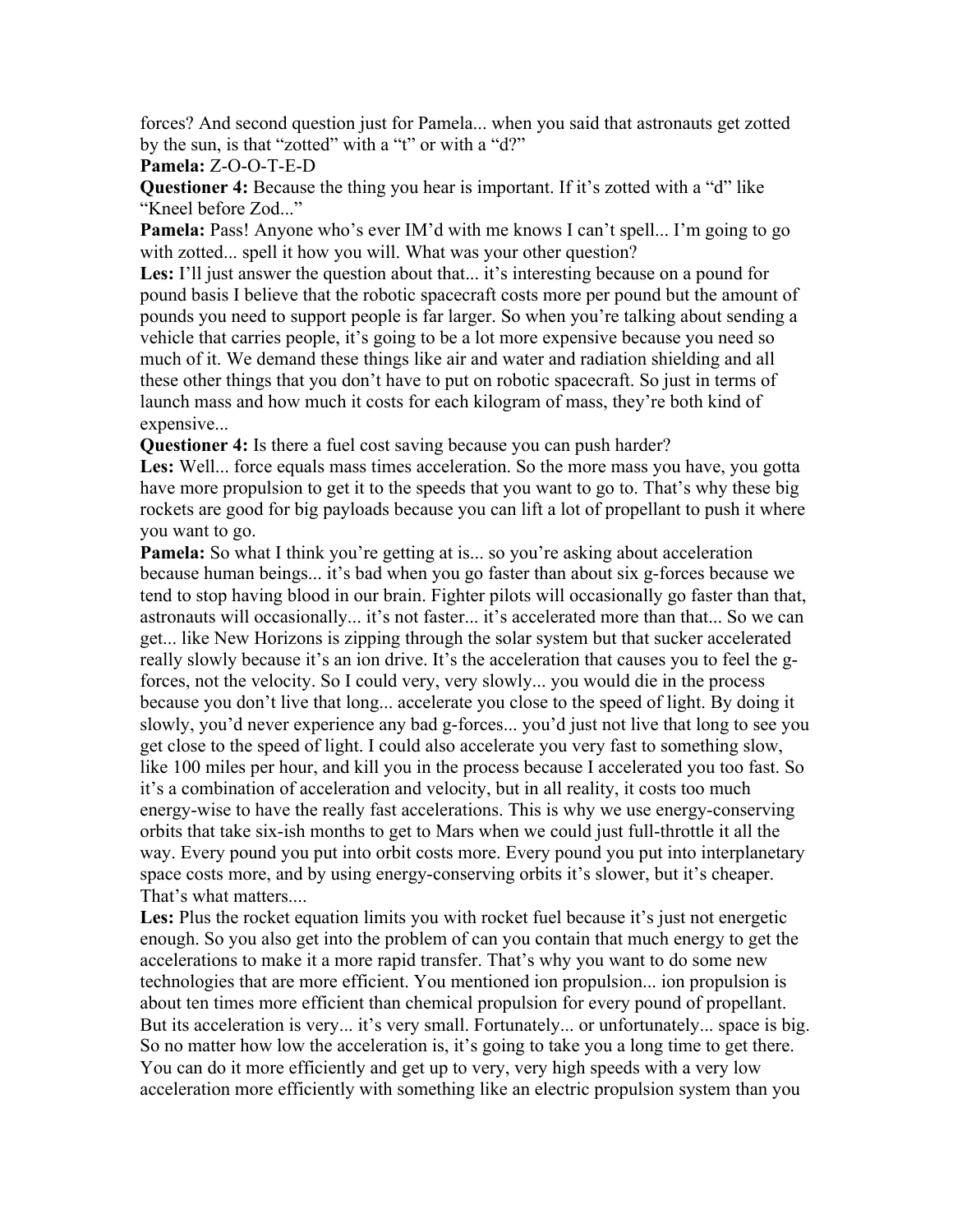forces? And second question just for Pamela... when you said that astronauts get zotted by the sun, is that "zotted" with a "t" or with a "d?"

**Pamela:** Z-O-O-T-E-D

**Questioner 4:** Because the thing you hear is important. If it's zotted with a "d" like "Kneel before Zod..."

**Pamela:** Pass! Anyone who's ever IM'd with me knows I can't spell... I'm going to go with zotted... spell it how you will. What was your other question?

**Les:** I'll just answer the question about that... it's interesting because on a pound for pound basis I believe that the robotic spacecraft costs more per pound but the amount of pounds you need to support people is far larger. So when you're talking about sending a vehicle that carries people, it's going to be a lot more expensive because you need so much of it. We demand these things like air and water and radiation shielding and all these other things that you don't have to put on robotic spacecraft. So just in terms of launch mass and how much it costs for each kilogram of mass, they're both kind of expensive...

**Questioner 4:** Is there a fuel cost saving because you can push harder?

**Les:** Well... force equals mass times acceleration. So the more mass you have, you gotta have more propulsion to get it to the speeds that you want to go to. That's why these big rockets are good for big payloads because you can lift a lot of propellant to push it where you want to go.

**Pamela:** So what I think you're getting at is... so you're asking about acceleration because human beings... it's bad when you go faster than about six g-forces because we tend to stop having blood in our brain. Fighter pilots will occasionally go faster than that, astronauts will occasionally... it's not faster... it's accelerated more than that... So we can get... like New Horizons is zipping through the solar system but that sucker accelerated really slowly because it's an ion drive. It's the acceleration that causes you to feel the g-forces, not the velocity. So I could very, very slowly... you would die in the process because you don't live that long... accelerate you close to the speed of light. By doing it slowly, you'd never experience any bad g-forces... you'd just not live that long to see you get close to the speed of light. I could also accelerate you very fast to something slow, like 100 miles per hour, and kill you in the process because I accelerated you too fast. So it's a combination of acceleration and velocity, but in all reality, it costs too much energy-wise to have the really fast accelerations. This is why we use energy-conserving orbits that take six-ish months to get to Mars when we could just full-throttle it all the way. Every pound you put into orbit costs more. Every pound you put into interplanetary space costs more, and by using energy-conserving orbits it's slower, but it's cheaper. That's what matters....

**Les:** Plus the rocket equation limits you with rocket fuel because it's just not energetic enough. So you also get into the problem of can you contain that much energy to get the accelerations to make it a more rapid transfer. That's why you want to do some new technologies that are more efficient. You mentioned ion propulsion... ion propulsion is about ten times more efficient than chemical propulsion for every pound of propellant. But its acceleration is very... it's very small. Fortunately... or unfortunately... space is big. So no matter how low the acceleration is, it's going to take you a long time to get there. You can do it more efficiently and get up to very, very high speeds with a very low acceleration more efficiently with something like an electric propulsion system than you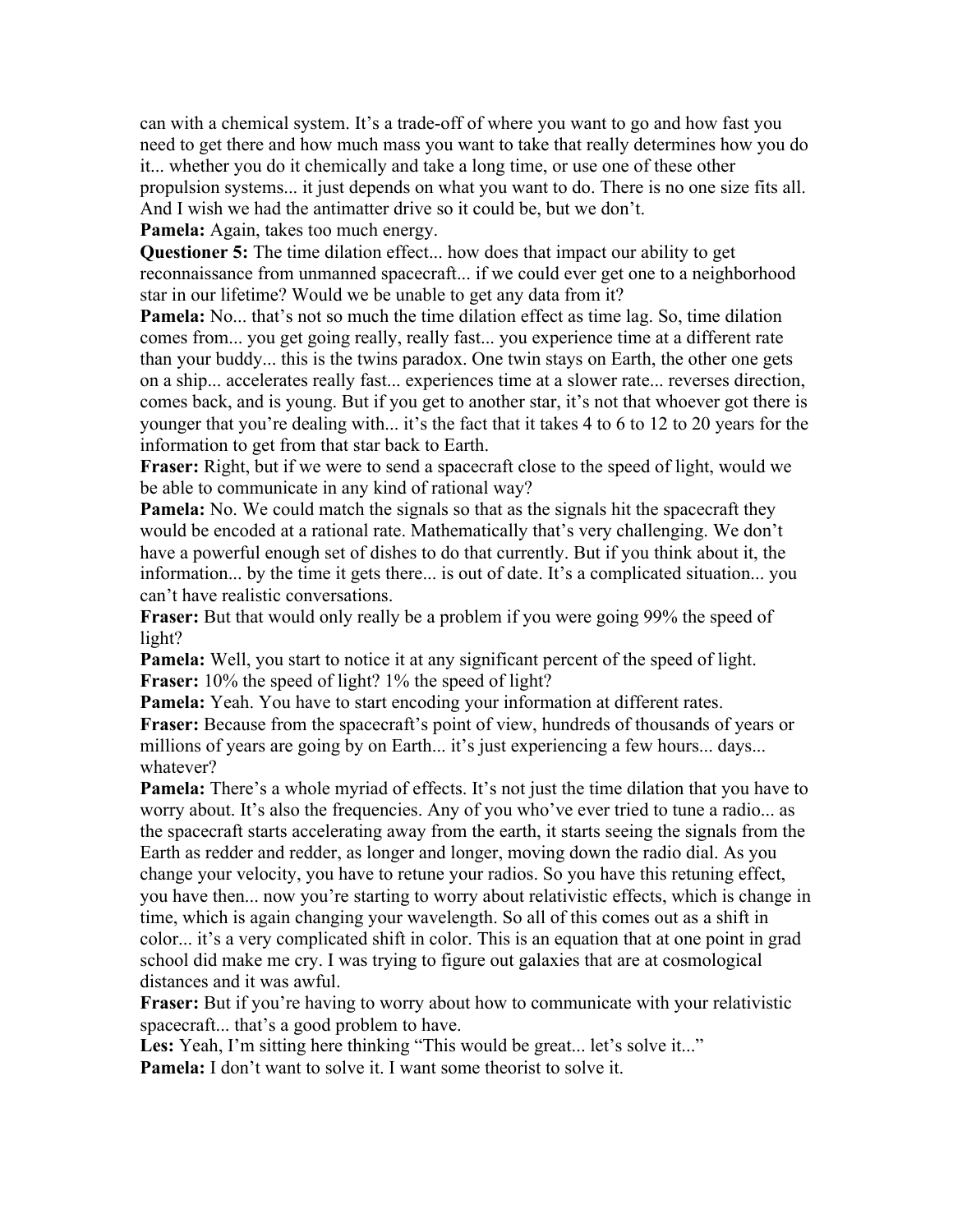can with a chemical system. It's a trade-off of where you want to go and how fast you need to get there and how much mass you want to take that really determines how you do it... whether you do it chemically and take a long time, or use one of these other propulsion systems... it just depends on what you want to do. There is no one size fits all. And I wish we had the antimatter drive so it could be, but we don't.

**Pamela:** Again, takes too much energy.

**Questioner 5:** The time dilation effect... how does that impact our ability to get reconnaissance from unmanned spacecraft... if we could ever get one to a neighborhood star in our lifetime? Would we be unable to get any data from it?

**Pamela:** No... that's not so much the time dilation effect as time lag. So, time dilation comes from... you get going really, really fast... you experience time at a different rate than your buddy... this is the twins paradox. One twin stays on Earth, the other one gets on a ship... accelerates really fast... experiences time at a slower rate... reverses direction, comes back, and is young. But if you get to another star, it's not that whoever got there is younger that you're dealing with... it's the fact that it takes 4 to 6 to 12 to 20 years for the information to get from that star back to Earth.

**Fraser:** Right, but if we were to send a spacecraft close to the speed of light, would we be able to communicate in any kind of rational way?

**Pamela:** No. We could match the signals so that as the signals hit the spacecraft they would be encoded at a rational rate. Mathematically that's very challenging. We don't have a powerful enough set of dishes to do that currently. But if you think about it, the information... by the time it gets there... is out of date. It's a complicated situation... you can't have realistic conversations.

**Fraser:** But that would only really be a problem if you were going 99% the speed of light?

**Pamela:** Well, you start to notice it at any significant percent of the speed of light.

**Fraser:** 10% the speed of light? 1% the speed of light?

**Pamela:** Yeah. You have to start encoding your information at different rates.

**Fraser:** Because from the spacecraft's point of view, hundreds of thousands of years or millions of years are going by on Earth... it's just experiencing a few hours... days... whatever?

**Pamela:** There's a whole myriad of effects. It's not just the time dilation that you have to worry about. It's also the frequencies. Any of you who've ever tried to tune a radio... as the spacecraft starts accelerating away from the earth, it starts seeing the signals from the Earth as redder and redder, as longer and longer, moving down the radio dial. As you change your velocity, you have to retune your radios. So you have this retuning effect, you have then... now you're starting to worry about relativistic effects, which is change in time, which is again changing your wavelength. So all of this comes out as a shift in color... it's a very complicated shift in color. This is an equation that at one point in grad school did make me cry. I was trying to figure out galaxies that are at cosmological distances and it was awful.

**Fraser:** But if you're having to worry about how to communicate with your relativistic spacecraft... that's a good problem to have.

**Les:** Yeah, I'm sitting here thinking "This would be great... let's solve it..."

**Pamela:** I don't want to solve it. I want some theorist to solve it.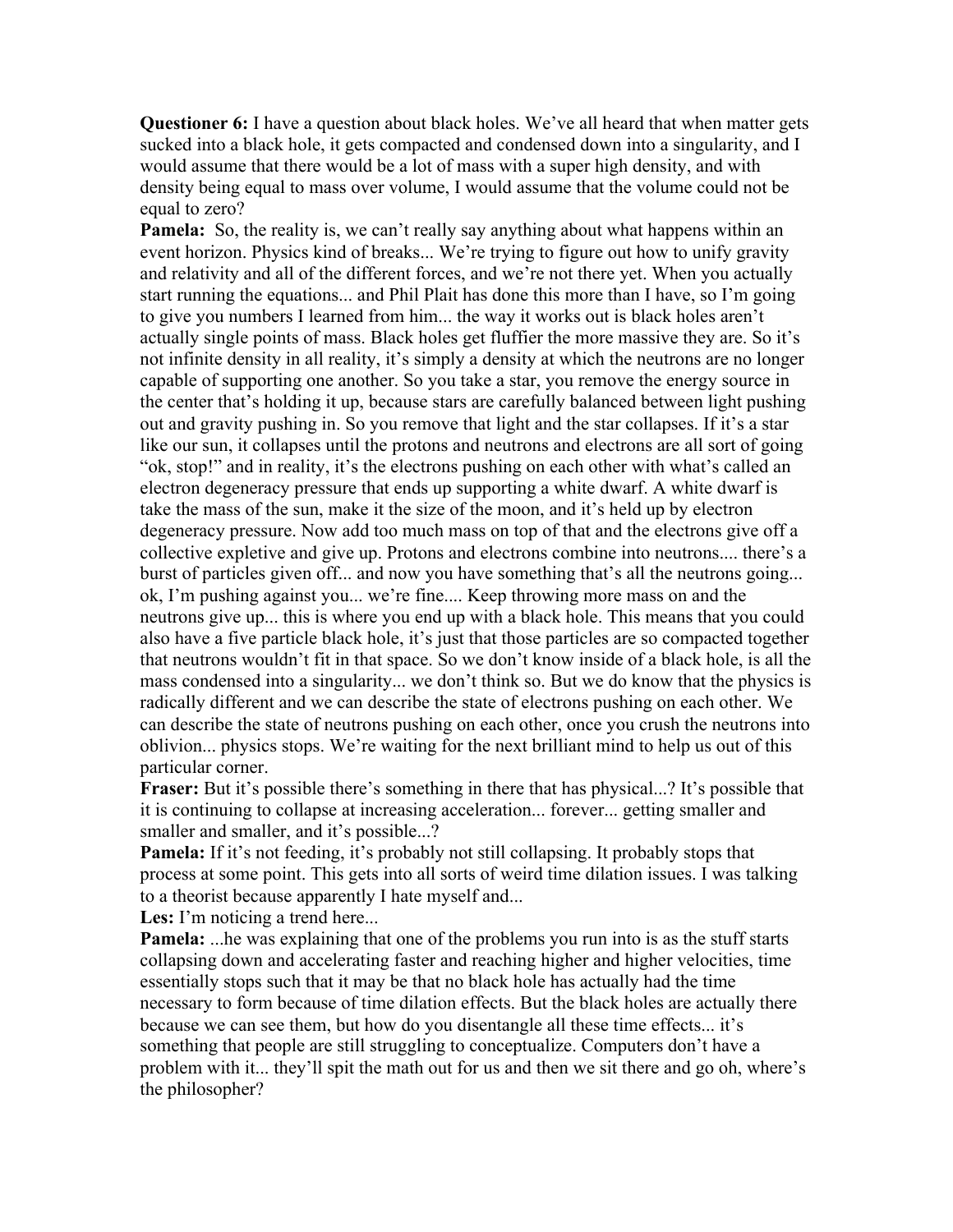**Questioner 6:** I have a question about black holes. We've all heard that when matter gets sucked into a black hole, it gets compacted and condensed down into a singularity, and I would assume that there would be a lot of mass with a super high density, and with density being equal to mass over volume, I would assume that the volume could not be equal to zero?

**Pamela:** So, the reality is, we can't really say anything about what happens within an event horizon. Physics kind of breaks... We're trying to figure out how to unify gravity and relativity and all of the different forces, and we're not there yet. When you actually start running the equations... and Phil Plait has done this more than I have, so I'm going to give you numbers I learned from him... the way it works out is black holes aren't actually single points of mass. Black holes get fluffier the more massive they are. So it's not infinite density in all reality, it's simply a density at which the neutrons are no longer capable of supporting one another. So you take a star, you remove the energy source in the center that's holding it up, because stars are carefully balanced between light pushing out and gravity pushing in. So you remove that light and the star collapses. If it's a star like our sun, it collapses until the protons and neutrons and electrons are all sort of going "ok, stop!" and in reality, it's the electrons pushing on each other with what's called an electron degeneracy pressure that ends up supporting a white dwarf. A white dwarf is take the mass of the sun, make it the size of the moon, and it's held up by electron degeneracy pressure. Now add too much mass on top of that and the electrons give off a collective expletive and give up. Protons and electrons combine into neutrons.... there's a burst of particles given off... and now you have something that's all the neutrons going... ok, I'm pushing against you... we're fine.... Keep throwing more mass on and the neutrons give up... this is where you end up with a black hole. This means that you could also have a five particle black hole, it's just that those particles are so compacted together that neutrons wouldn't fit in that space. So we don't know inside of a black hole, is all the mass condensed into a singularity... we don't think so. But we do know that the physics is radically different and we can describe the state of electrons pushing on each other. We can describe the state of neutrons pushing on each other, once you crush the neutrons into oblivion... physics stops. We're waiting for the next brilliant mind to help us out of this particular corner.

**Fraser:** But it's possible there's something in there that has physical...? It's possible that it is continuing to collapse at increasing acceleration... forever... getting smaller and smaller and smaller, and it's possible...?

**Pamela:** If it's not feeding, it's probably not still collapsing. It probably stops that process at some point. This gets into all sorts of weird time dilation issues. I was talking to a theorist because apparently I hate myself and...

**Les:** I'm noticing a trend here...

**Pamela:** ...he was explaining that one of the problems you run into is as the stuff starts collapsing down and accelerating faster and reaching higher and higher velocities, time essentially stops such that it may be that no black hole has actually had the time necessary to form because of time dilation effects. But the black holes are actually there because we can see them, but how do you disentangle all these time effects... it's something that people are still struggling to conceptualize. Computers don't have a problem with it... they'll spit the math out for us and then we sit there and go oh, where's the philosopher?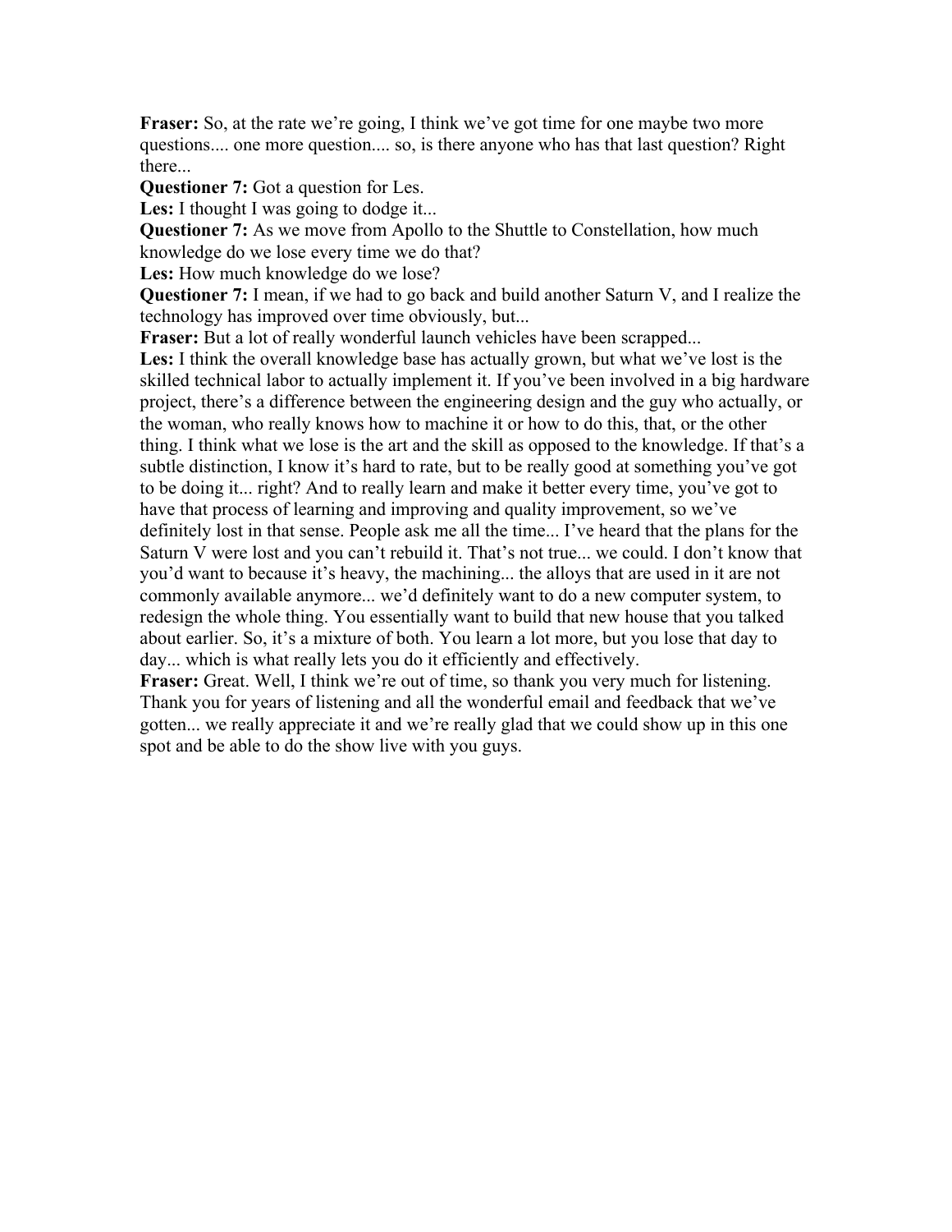**Fraser:** So, at the rate we're going, I think we've got time for one maybe two more questions.... one more question.... so, is there anyone who has that last question? Right there...

**Questioner 7:** Got a question for Les.

**Les:** I thought I was going to dodge it...

**Questioner 7:** As we move from Apollo to the Shuttle to Constellation, how much knowledge do we lose every time we do that?

**Les:** How much knowledge do we lose?

**Questioner 7:** I mean, if we had to go back and build another Saturn V, and I realize the technology has improved over time obviously, but...

**Fraser:** But a lot of really wonderful launch vehicles have been scrapped...

**Les:** I think the overall knowledge base has actually grown, but what we've lost is the skilled technical labor to actually implement it. If you've been involved in a big hardware project, there's a difference between the engineering design and the guy who actually, or the woman, who really knows how to machine it or how to do this, that, or the other thing. I think what we lose is the art and the skill as opposed to the knowledge. If that's a subtle distinction, I know it's hard to rate, but to be really good at something you've got to be doing it... right? And to really learn and make it better every time, you've got to have that process of learning and improving and quality improvement, so we've definitely lost in that sense. People ask me all the time... I've heard that the plans for the Saturn V were lost and you can't rebuild it. That's not true... we could. I don't know that you'd want to because it's heavy, the machining... the alloys that are used in it are not commonly available anymore... we'd definitely want to do a new computer system, to redesign the whole thing. You essentially want to build that new house that you talked about earlier. So, it's a mixture of both. You learn a lot more, but you lose that day to day... which is what really lets you do it efficiently and effectively.

**Fraser:** Great. Well, I think we're out of time, so thank you very much for listening. Thank you for years of listening and all the wonderful email and feedback that we've gotten... we really appreciate it and we're really glad that we could show up in this one spot and be able to do the show live with you guys.